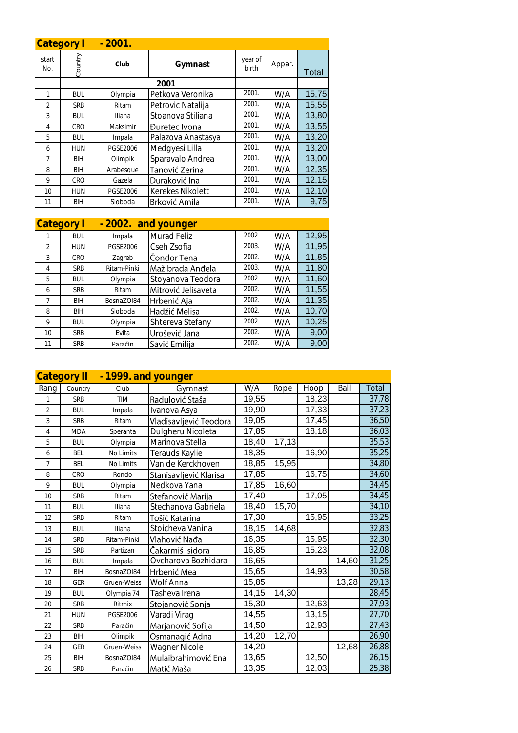## Category I - 2001.

| start No. | Country | Club | Gymnast | year of birth | Appar. | Total |
|---|---|---|---|---|---|---|
| | | | **2001** | | | |
| 1 | BUL | Olympia | Petkova Veronika | 2001. | W/A | 15,75 |
| 2 | SRB | Ritam | Petrovic Natalija | 2001. | W/A | 15,55 |
| 3 | BUL | Iliana | Stoanova Stiliana | 2001. | W/A | 13,80 |
| 4 | CRO | Maksimir | Đuretec Ivona | 2001. | W/A | 13,55 |
| 5 | BUL | Impala | Palazova Anastasya | 2001. | W/A | 13,20 |
| 6 | HUN | PGSE2006 | Medgyesi Lilla | 2001. | W/A | 13,20 |
| 7 | BIH | Olimpik | Sparavalo Andrea | 2001. | W/A | 13,00 |
| 8 | BIH | Arabesque | Tanović Zerina | 2001. | W/A | 12,35 |
| 9 | CRO | Gazela | Duraković Ina | 2001. | W/A | 12,15 |
| 10 | HUN | PGSE2006 | Kerekes Nikolett | 2001. | W/A | 12,10 |
| 11 | BIH | Sloboda | Brković Amila | 2001. | W/A | 9,75 |

## Category I - 2002. and younger

| start No. | Country | Club | Gymnast | year of birth | Appar. | Total |
|---|---|---|---|---|---|---|
| 1 | BUL | Impala | Murad Feliz | 2002. | W/A | 12,95 |
| 2 | HUN | PGSE2006 | Cseh Zsofia | 2003. | W/A | 11,95 |
| 3 | CRO | Zagreb | Čondor Tena | 2002. | W/A | 11,85 |
| 4 | SRB | Ritam-Pinki | Mažibrada Anđela | 2003. | W/A | 11,80 |
| 5 | BUL | Olympia | Stoyanova Teodora | 2002. | W/A | 11,60 |
| 6 | SRB | Ritam | Mitrović Jelisaveta | 2002. | W/A | 11,55 |
| 7 | BIH | BosnaZOI84 | Hrbenić Aja | 2002. | W/A | 11,35 |
| 8 | BIH | Sloboda | Hadžić Melisa | 2002. | W/A | 10,70 |
| 9 | BUL | Olympia | Shtereva Stefany | 2002. | W/A | 10,25 |
| 10 | SRB | Evita | Urošević Jana | 2002. | W/A | 9,00 |
| 11 | SRB | Paraćin | Savić Emilija | 2002. | W/A | 9,00 |

## Category II - 1999. and younger

| Rang | Country | Club | Gymnast | W/A | Rope | Hoop | Ball | Total |
|---|---|---|---|---|---|---|---|---|
| 1 | SRB | TIM | Radulović Staša | 19,55 | | 18,23 | | 37,78 |
| 2 | BUL | Impala | Ivanova Asya | 19,90 | | 17,33 | | 37,23 |
| 3 | SRB | Ritam | Vladisavljević Teodora | 19,05 | | 17,45 | | 36,50 |
| 4 | MDA | Speranta | Dulgheru Nicoleta | 17,85 | | 18,18 | | 36,03 |
| 5 | BUL | Olympia | Marinova Stella | 18,40 | 17,13 | | | 35,53 |
| 6 | BEL | No Limits | Terauds Kaylie | 18,35 | | 16,90 | | 35,25 |
| 7 | BEL | No Limits | Van de Kerckhoven | 18,85 | 15,95 | | | 34,80 |
| 8 | CRO | Rondo | Stanisavljević Klarisa | 17,85 | | 16,75 | | 34,60 |
| 9 | BUL | Olympia | Nedkova Yana | 17,85 | 16,60 | | | 34,45 |
| 10 | SRB | Ritam | Stefanović Marija | 17,40 | | 17,05 | | 34,45 |
| 11 | BUL | Iliana | Stechanova Gabriela | 18,40 | 15,70 | | | 34,10 |
| 12 | SRB | Ritam | Tošić Katarina | 17,30 | | 15,95 | | 33,25 |
| 13 | BUL | Iliana | Stoicheva Vanina | 18,15 | 14,68 | | | 32,83 |
| 14 | SRB | Ritam-Pinki | Vlahović Nađa | 16,35 | | 15,95 | | 32,30 |
| 15 | SRB | Partizan | Čakarmiš Isidora | 16,85 | | 15,23 | | 32,08 |
| 16 | BUL | Impala | Ovcharova Bozhidara | 16,65 | | | 14,60 | 31,25 |
| 17 | BIH | BosnaZOI84 | Hrbenić Mea | 15,65 | | 14,93 | | 30,58 |
| 18 | GER | Gruen-Weiss | Wolf Anna | 15,85 | | | 13,28 | 29,13 |
| 19 | BUL | Olympia 74 | Tasheva Irena | 14,15 | 14,30 | | | 28,45 |
| 20 | SRB | Ritmix | Stojanović Sonja | 15,30 | | 12,63 | | 27,93 |
| 21 | HUN | PGSE2006 | Varadi Virag | 14,55 | | 13,15 | | 27,70 |
| 22 | SRB | Paraćin | Marjanović Sofija | 14,50 | | 12,93 | | 27,43 |
| 23 | BIH | Olimpik | Osmanagić Adna | 14,20 | 12,70 | | | 26,90 |
| 24 | GER | Gruen-Weiss | Wagner Nicole | 14,20 | | | 12,68 | 26,88 |
| 25 | BIH | BosnaZOI84 | Mulaibrahimović Ena | 13,65 | | 12,50 | | 26,15 |
| 26 | SRB | Paraćin | Matić Maša | 13,35 | | 12,03 | | 25,38 |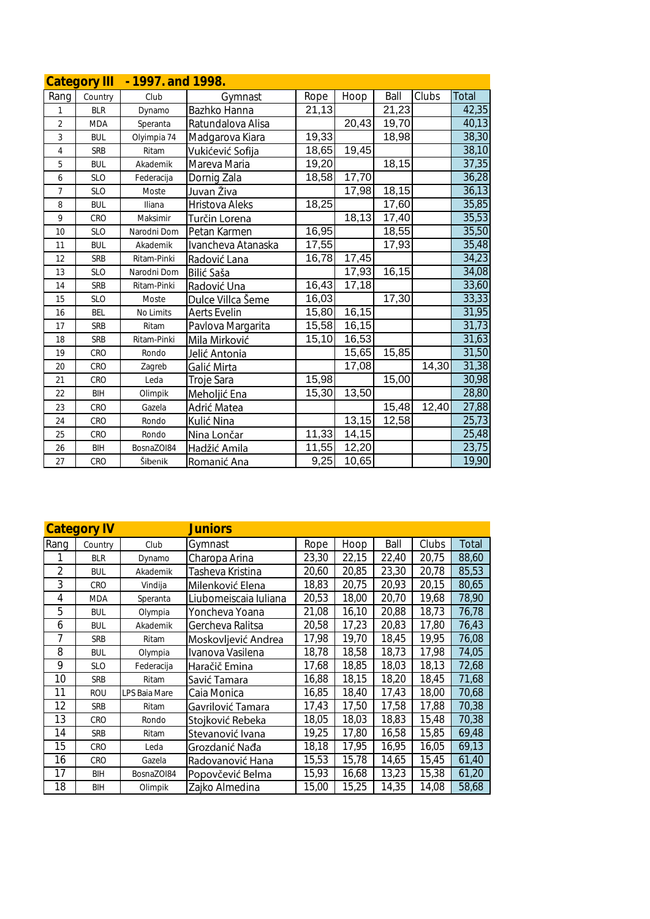## Category III - 1997. and 1998.

| Rang | Country | Club | Gymnast | Rope | Hoop | Ball | Clubs | Total |
|---|---|---|---|---|---|---|---|---|
| 1 | BLR | Dynamo | Bazhko Hanna | 21,13 | | 21,23 | | 42,35 |
| 2 | MDA | Speranta | Ratundalova Alisa | | 20,43 | 19,70 | | 40,13 |
| 3 | BUL | Olyimpia 74 | Madgarova Kiara | 19,33 | | 18,98 | | 38,30 |
| 4 | SRB | Ritam | Vukićević Sofija | 18,65 | 19,45 | | | 38,10 |
| 5 | BUL | Akademik | Mareva Maria | 19,20 | | 18,15 | | 37,35 |
| 6 | SLO | Federacija | Dornig Zala | 18,58 | 17,70 | | | 36,28 |
| 7 | SLO | Moste | Juvan Živa | | 17,98 | 18,15 | | 36,13 |
| 8 | BUL | Iliana | Hristova Aleks | 18,25 | | 17,60 | | 35,85 |
| 9 | CRO | Maksimir | Turčin Lorena | | 18,13 | 17,40 | | 35,53 |
| 10 | SLO | Narodni Dom | Petan Karmen | 16,95 | | 18,55 | | 35,50 |
| 11 | BUL | Akademik | Ivancheva Atanaska | 17,55 | | 17,93 | | 35,48 |
| 12 | SRB | Ritam-Pinki | Radović Lana | 16,78 | 17,45 | | | 34,23 |
| 13 | SLO | Narodni Dom | Bilić Saša | | 17,93 | 16,15 | | 34,08 |
| 14 | SRB | Ritam-Pinki | Radović Una | 16,43 | 17,18 | | | 33,60 |
| 15 | SLO | Moste | Dulce Villca Šeme | 16,03 | | 17,30 | | 33,33 |
| 16 | BEL | No Limits | Aerts Evelin | 15,80 | 16,15 | | | 31,95 |
| 17 | SRB | Ritam | Pavlova Margarita | 15,58 | 16,15 | | | 31,73 |
| 18 | SRB | Ritam-Pinki | Mila Mirković | 15,10 | 16,53 | | | 31,63 |
| 19 | CRO | Rondo | Jelić Antonia | | 15,65 | 15,85 | | 31,50 |
| 20 | CRO | Zagreb | Galić Mirta | | 17,08 | | 14,30 | 31,38 |
| 21 | CRO | Leda | Troje Sara | 15,98 | | 15,00 | | 30,98 |
| 22 | BIH | Olimpik | Meholjić Ena | 15,30 | 13,50 | | | 28,80 |
| 23 | CRO | Gazela | Adrić Matea | | | 15,48 | 12,40 | 27,88 |
| 24 | CRO | Rondo | Kulić Nina | | 13,15 | 12,58 | | 25,73 |
| 25 | CRO | Rondo | Nina Lončar | 11,33 | 14,15 | | | 25,48 |
| 26 | BIH | BosnaZOI84 | Hadžić Amila | 11,55 | 12,20 | | | 23,75 |
| 27 | CRO | Šibenik | Romanić Ana | 9,25 | 10,65 | | | 19,90 |

## Category IV Juniors

| Rang | Country | Club | Gymnast | Rope | Hoop | Ball | Clubs | Total |
|---|---|---|---|---|---|---|---|---|
| 1 | BLR | Dynamo | Charopa Arina | 23,30 | 22,15 | 22,40 | 20,75 | 88,60 |
| 2 | BUL | Akademik | Tasheva Kristina | 20,60 | 20,85 | 23,30 | 20,78 | 85,53 |
| 3 | CRO | Vindija | Milenković Elena | 18,83 | 20,75 | 20,93 | 20,15 | 80,65 |
| 4 | MDA | Speranta | Liubomeiscaia Iuliana | 20,53 | 18,00 | 20,70 | 19,68 | 78,90 |
| 5 | BUL | Olympia | Yoncheva Yoana | 21,08 | 16,10 | 20,88 | 18,73 | 76,78 |
| 6 | BUL | Akademik | Gercheva Ralitsa | 20,58 | 17,23 | 20,83 | 17,80 | 76,43 |
| 7 | SRB | Ritam | Moskovljević Andrea | 17,98 | 19,70 | 18,45 | 19,95 | 76,08 |
| 8 | BUL | Olympia | Ivanova Vasilena | 18,78 | 18,58 | 18,73 | 17,98 | 74,05 |
| 9 | SLO | Federacija | Haračič Emina | 17,68 | 18,85 | 18,03 | 18,13 | 72,68 |
| 10 | SRB | Ritam | Savić Tamara | 16,88 | 18,15 | 18,20 | 18,45 | 71,68 |
| 11 | ROU | LPS Baia Mare | Caia Monica | 16,85 | 18,40 | 17,43 | 18,00 | 70,68 |
| 12 | SRB | Ritam | Gavrilović Tamara | 17,43 | 17,50 | 17,58 | 17,88 | 70,38 |
| 13 | CRO | Rondo | Stojković Rebeka | 18,05 | 18,03 | 18,83 | 15,48 | 70,38 |
| 14 | SRB | Ritam | Stevanović Ivana | 19,25 | 17,80 | 16,58 | 15,85 | 69,48 |
| 15 | CRO | Leda | Grozdanić Nađa | 18,18 | 17,95 | 16,95 | 16,05 | 69,13 |
| 16 | CRO | Gazela | Radovanović Hana | 15,53 | 15,78 | 14,65 | 15,45 | 61,40 |
| 17 | BIH | BosnaZOI84 | Popovčević Belma | 15,93 | 16,68 | 13,23 | 15,38 | 61,20 |
| 18 | BIH | Olimpik | Zajko Almedina | 15,00 | 15,25 | 14,35 | 14,08 | 58,68 |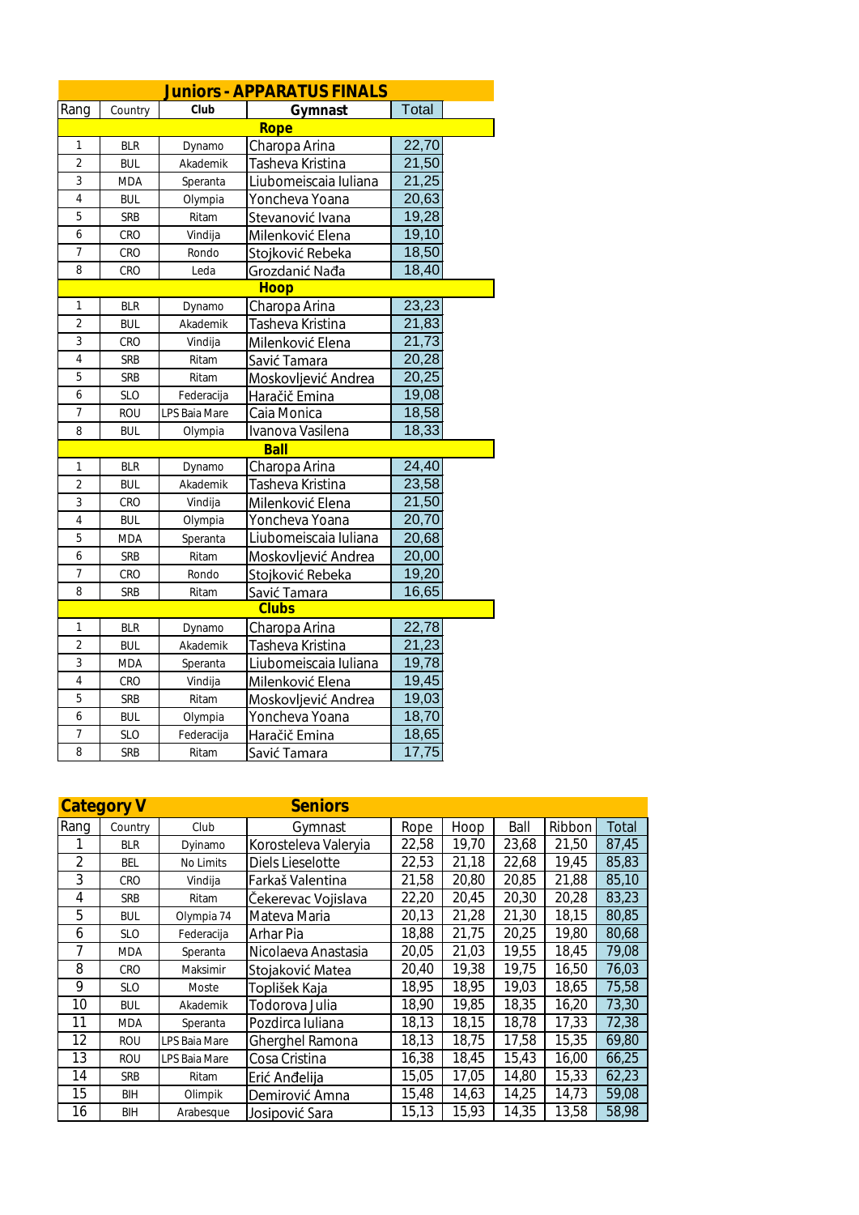## Juniors - APPARATUS FINALS

| Rang | Country | Club | Gymnast | Total |
|---|---|---|---|---|
| **Rope** | | | | |
| 1 | BLR | Dynamo | Charopa Arina | 22,70 |
| 2 | BUL | Akademik | Tasheva Kristina | 21,50 |
| 3 | MDA | Speranta | Liubomeiscaia Iuliana | 21,25 |
| 4 | BUL | Olympia | Yoncheva Yoana | 20,63 |
| 5 | SRB | Ritam | Stevanović Ivana | 19,28 |
| 6 | CRO | Vindija | Milenković Elena | 19,10 |
| 7 | CRO | Rondo | Stojković Rebeka | 18,50 |
| 8 | CRO | Leda | Grozdanić Nađa | 18,40 |
| **Hoop** | | | | |
| 1 | BLR | Dynamo | Charopa Arina | 23,23 |
| 2 | BUL | Akademik | Tasheva Kristina | 21,83 |
| 3 | CRO | Vindija | Milenković Elena | 21,73 |
| 4 | SRB | Ritam | Savić Tamara | 20,28 |
| 5 | SRB | Ritam | Moskovljević Andrea | 20,25 |
| 6 | SLO | Federacija | Haračič Emina | 19,08 |
| 7 | ROU | LPS Baia Mare | Caia Monica | 18,58 |
| 8 | BUL | Olympia | Ivanova Vasilena | 18,33 |
| **Ball** | | | | |
| 1 | BLR | Dynamo | Charopa Arina | 24,40 |
| 2 | BUL | Akademik | Tasheva Kristina | 23,58 |
| 3 | CRO | Vindija | Milenković Elena | 21,50 |
| 4 | BUL | Olympia | Yoncheva Yoana | 20,70 |
| 5 | MDA | Speranta | Liubomeiscaia Iuliana | 20,68 |
| 6 | SRB | Ritam | Moskovljević Andrea | 20,00 |
| 7 | CRO | Rondo | Stojković Rebeka | 19,20 |
| 8 | SRB | Ritam | Savić Tamara | 16,65 |
| **Clubs** | | | | |
| 1 | BLR | Dynamo | Charopa Arina | 22,78 |
| 2 | BUL | Akademik | Tasheva Kristina | 21,23 |
| 3 | MDA | Speranta | Liubomeiscaia Iuliana | 19,78 |
| 4 | CRO | Vindija | Milenković Elena | 19,45 |
| 5 | SRB | Ritam | Moskovljević Andrea | 19,03 |
| 6 | BUL | Olympia | Yoncheva Yoana | 18,70 |
| 7 | SLO | Federacija | Haračič Emina | 18,65 |
| 8 | SRB | Ritam | Savić Tamara | 17,75 |

## Category V — Seniors

| Rang | Country | Club | Gymnast | Rope | Hoop | Ball | Ribbon | Total |
|---|---|---|---|---|---|---|---|---|
| 1 | BLR | Dyinamo | Korosteleva Valeryia | 22,58 | 19,70 | 23,68 | 21,50 | 87,45 |
| 2 | BEL | No Limits | Diels Lieselotte | 22,53 | 21,18 | 22,68 | 19,45 | 85,83 |
| 3 | CRO | Vindija | Farkaš Valentina | 21,58 | 20,80 | 20,85 | 21,88 | 85,10 |
| 4 | SRB | Ritam | Čekerevac Vojislava | 22,20 | 20,45 | 20,30 | 20,28 | 83,23 |
| 5 | BUL | Olympia 74 | Mateva Maria | 20,13 | 21,28 | 21,30 | 18,15 | 80,85 |
| 6 | SLO | Federacija | Arhar Pia | 18,88 | 21,75 | 20,25 | 19,80 | 80,68 |
| 7 | MDA | Speranta | Nicolaeva Anastasia | 20,05 | 21,03 | 19,55 | 18,45 | 79,08 |
| 8 | CRO | Maksimir | Stojaković Matea | 20,40 | 19,38 | 19,75 | 16,50 | 76,03 |
| 9 | SLO | Moste | Toplišek Kaja | 18,95 | 18,95 | 19,03 | 18,65 | 75,58 |
| 10 | BUL | Akademik | Todorova Julia | 18,90 | 19,85 | 18,35 | 16,20 | 73,30 |
| 11 | MDA | Speranta | Pozdirca Iuliana | 18,13 | 18,15 | 18,78 | 17,33 | 72,38 |
| 12 | ROU | LPS Baia Mare | Gherghel Ramona | 18,13 | 18,75 | 17,58 | 15,35 | 69,80 |
| 13 | ROU | LPS Baia Mare | Cosa Cristina | 16,38 | 18,45 | 15,43 | 16,00 | 66,25 |
| 14 | SRB | Ritam | Erić Anđelija | 15,05 | 17,05 | 14,80 | 15,33 | 62,23 |
| 15 | BIH | Olimpik | Demirović Amna | 15,48 | 14,63 | 14,25 | 14,73 | 59,08 |
| 16 | BIH | Arabesque | Josipović Sara | 15,13 | 15,93 | 14,35 | 13,58 | 58,98 |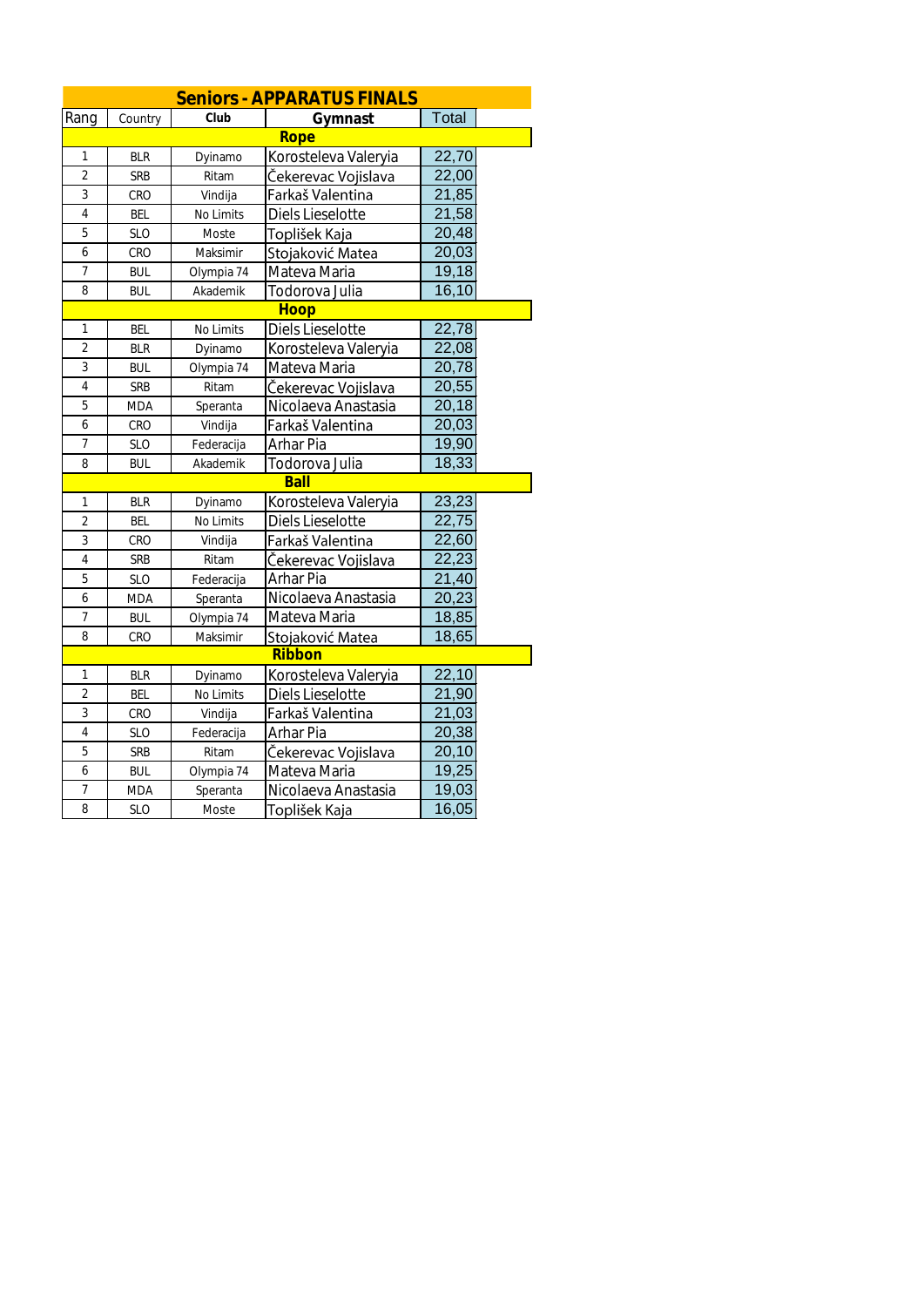| Seniors - APPARATUS FINALS | | | | |
|---|---|---|---|---|
| Rang | Country | Club | Gymnast | Total |
| **Rope** | | | | |
| 1 | BLR | Dyinamo | Korosteleva Valeryia | 22,70 |
| 2 | SRB | Ritam | Čekerevac Vojislava | 22,00 |
| 3 | CRO | Vindija | Farkaš Valentina | 21,85 |
| 4 | BEL | No Limits | Diels Lieselotte | 21,58 |
| 5 | SLO | Moste | Toplišek Kaja | 20,48 |
| 6 | CRO | Maksimir | Stojaković Matea | 20,03 |
| 7 | BUL | Olympia 74 | Mateva Maria | 19,18 |
| 8 | BUL | Akademik | Todorova Julia | 16,10 |
| **Hoop** | | | | |
| 1 | BEL | No Limits | Diels Lieselotte | 22,78 |
| 2 | BLR | Dyinamo | Korosteleva Valeryia | 22,08 |
| 3 | BUL | Olympia 74 | Mateva Maria | 20,78 |
| 4 | SRB | Ritam | Čekerevac Vojislava | 20,55 |
| 5 | MDA | Speranta | Nicolaeva Anastasia | 20,18 |
| 6 | CRO | Vindija | Farkaš Valentina | 20,03 |
| 7 | SLO | Federacija | Arhar Pia | 19,90 |
| 8 | BUL | Akademik | Todorova Julia | 18,33 |
| **Ball** | | | | |
| 1 | BLR | Dyinamo | Korosteleva Valeryia | 23,23 |
| 2 | BEL | No Limits | Diels Lieselotte | 22,75 |
| 3 | CRO | Vindija | Farkaš Valentina | 22,60 |
| 4 | SRB | Ritam | Čekerevac Vojislava | 22,23 |
| 5 | SLO | Federacija | Arhar Pia | 21,40 |
| 6 | MDA | Speranta | Nicolaeva Anastasia | 20,23 |
| 7 | BUL | Olympia 74 | Mateva Maria | 18,85 |
| 8 | CRO | Maksimir | Stojaković Matea | 18,65 |
| **Ribbon** | | | | |
| 1 | BLR | Dyinamo | Korosteleva Valeryia | 22,10 |
| 2 | BEL | No Limits | Diels Lieselotte | 21,90 |
| 3 | CRO | Vindija | Farkaš Valentina | 21,03 |
| 4 | SLO | Federacija | Arhar Pia | 20,38 |
| 5 | SRB | Ritam | Čekerevac Vojislava | 20,10 |
| 6 | BUL | Olympia 74 | Mateva Maria | 19,25 |
| 7 | MDA | Speranta | Nicolaeva Anastasia | 19,03 |
| 8 | SLO | Moste | Toplišek Kaja | 16,05 |